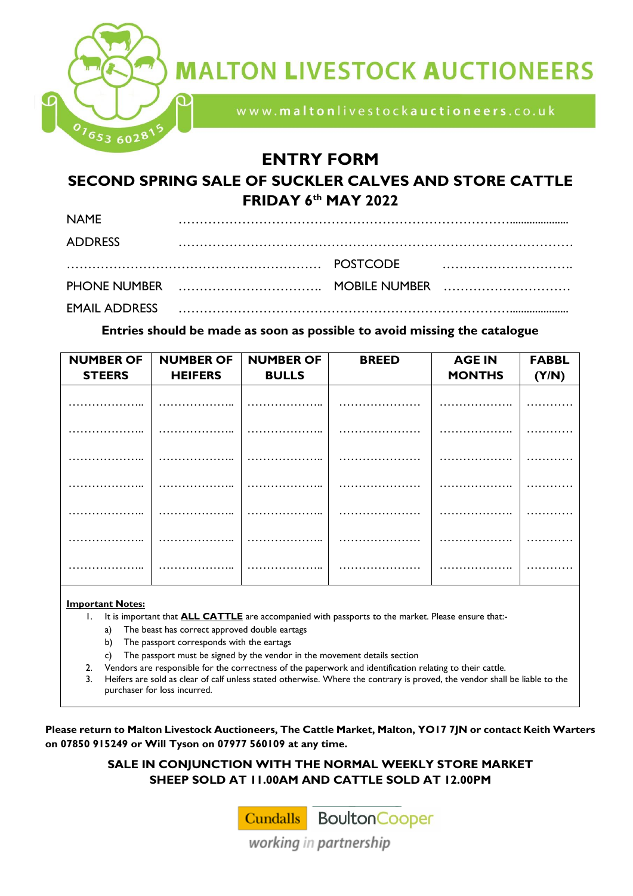# MALTON LIVESTOCK AUCTIONEERS

www.maltonlivestockauctioneers.co.uk

01653 602815

## ENTRY FORM

## SECOND SPRING SALE OF SUCKLER CALVES AND STORE CATTLE

## FRIDAY 6th MAY 2022

NAME ……………………………………………………………………………

ADDRESS ……………………………………………………………………………

…………………………………………………… POSTCODE …………………………

PHONE NUMBER …………………………… MOBILE NUMBER …………………………

EMAIL ADDRESS ……………………………………………………………………………

**Entries should be made as soon as possible to avoid missing the catalogue**

| NUMBER OF STEERS | NUMBER OF HEIFERS | NUMBER OF BULLS | BREED | AGE IN MONTHS | FABBL (Y/N) |
|---|---|---|---|---|---|
| ……………… | ……………… | ……………… | ……………… | ……………… | ………… |
| ……………… | ……………… | ……………… | ……………… | ……………… | ………… |
| ……………… | ……………… | ……………… | ……………… | ……………… | ………… |
| ……………… | ……………… | ……………… | ……………… | ……………… | ………… |
| ……………… | ……………… | ……………… | ……………… | ……………… | ………… |
| ……………… | ……………… | ……………… | ……………… | ……………… | ………… |
| ……………… | ……………… | ……………… | ……………… | ……………… | ………… |

**Important Notes:**

1. It is important that **ALL CATTLE** are accompanied with passports to the market. Please ensure that:-
   a) The beast has correct approved double eartags
   b) The passport corresponds with the eartags
   c) The passport must be signed by the vendor in the movement details section
2. Vendors are responsible for the correctness of the paperwork and identification relating to their cattle.
3. Heifers are sold as clear of calf unless stated otherwise. Where the contrary is proved, the vendor shall be liable to the purchaser for loss incurred.

**Please return to Malton Livestock Auctioneers, The Cattle Market, Malton, YO17 7JN or contact Keith Warters on 07850 915249 or Will Tyson on 07977 560109 at any time.**

**SALE IN CONJUNCTION WITH THE NORMAL WEEKLY STORE MARKET**
**SHEEP SOLD AT 11.00AM AND CATTLE SOLD AT 12.00PM**

Cundalls BoultonCooper
*working in partnership*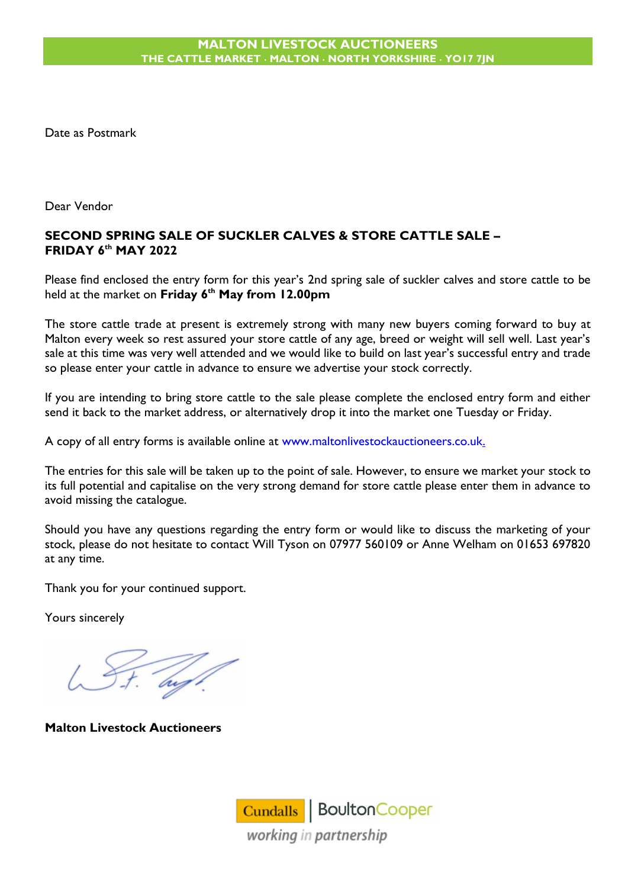**MALTON LIVESTOCK AUCTIONEERS**
**THE CATTLE MARKET · MALTON · NORTH YORKSHIRE · YO17 7JN**

Date as Postmark

Dear Vendor

**SECOND SPRING SALE OF SUCKLER CALVES & STORE CATTLE SALE – FRIDAY 6th MAY 2022**

Please find enclosed the entry form for this year's 2nd spring sale of suckler calves and store cattle to be held at the market on **Friday 6th May from 12.00pm**

The store cattle trade at present is extremely strong with many new buyers coming forward to buy at Malton every week so rest assured your store cattle of any age, breed or weight will sell well. Last year's sale at this time was very well attended and we would like to build on last year's successful entry and trade so please enter your cattle in advance to ensure we advertise your stock correctly.

If you are intending to bring store cattle to the sale please complete the enclosed entry form and either send it back to the market address, or alternatively drop it into the market one Tuesday or Friday.

A copy of all entry forms is available online at www.maltonlivestockauctioneers.co.uk.

The entries for this sale will be taken up to the point of sale. However, to ensure we market your stock to its full potential and capitalise on the very strong demand for store cattle please enter them in advance to avoid missing the catalogue.

Should you have any questions regarding the entry form or would like to discuss the marketing of your stock, please do not hesitate to contact Will Tyson on 07977 560109 or Anne Welham on 01653 697820 at any time.

Thank you for your continued support.

Yours sincerely

**Malton Livestock Auctioneers**

Cundalls | BoultonCooper
working in partnership